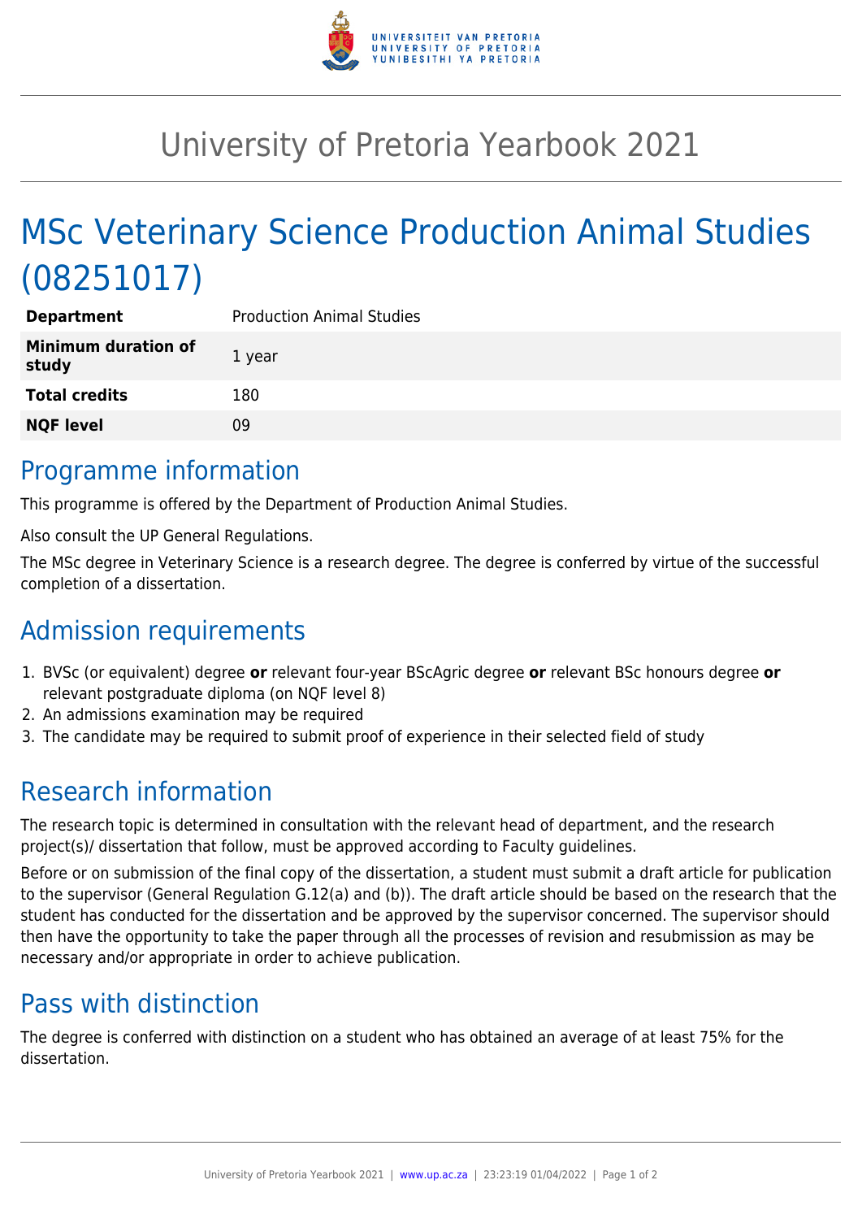# University of Pretoria Yearbook 2021

# MSc Veterinary Science Production Animal Studies (08251017)

| | |
|---|---|
| **Department** | Production Animal Studies |
| **Minimum duration of study** | 1 year |
| **Total credits** | 180 |
| **NQF level** | 09 |

## Programme information

This programme is offered by the Department of Production Animal Studies.

Also consult the UP General Regulations.

The MSc degree in Veterinary Science is a research degree. The degree is conferred by virtue of the successful completion of a dissertation.

## Admission requirements

1. BVSc (or equivalent) degree **or** relevant four-year BScAgric degree **or** relevant BSc honours degree **or** relevant postgraduate diploma (on NQF level 8)
2. An admissions examination may be required
3. The candidate may be required to submit proof of experience in their selected field of study

## Research information

The research topic is determined in consultation with the relevant head of department, and the research project(s)/ dissertation that follow, must be approved according to Faculty guidelines.

Before or on submission of the final copy of the dissertation, a student must submit a draft article for publication to the supervisor (General Regulation G.12(a) and (b)). The draft article should be based on the research that the student has conducted for the dissertation and be approved by the supervisor concerned. The supervisor should then have the opportunity to take the paper through all the processes of revision and resubmission as may be necessary and/or appropriate in order to achieve publication.

## Pass with distinction

The degree is conferred with distinction on a student who has obtained an average of at least 75% for the dissertation.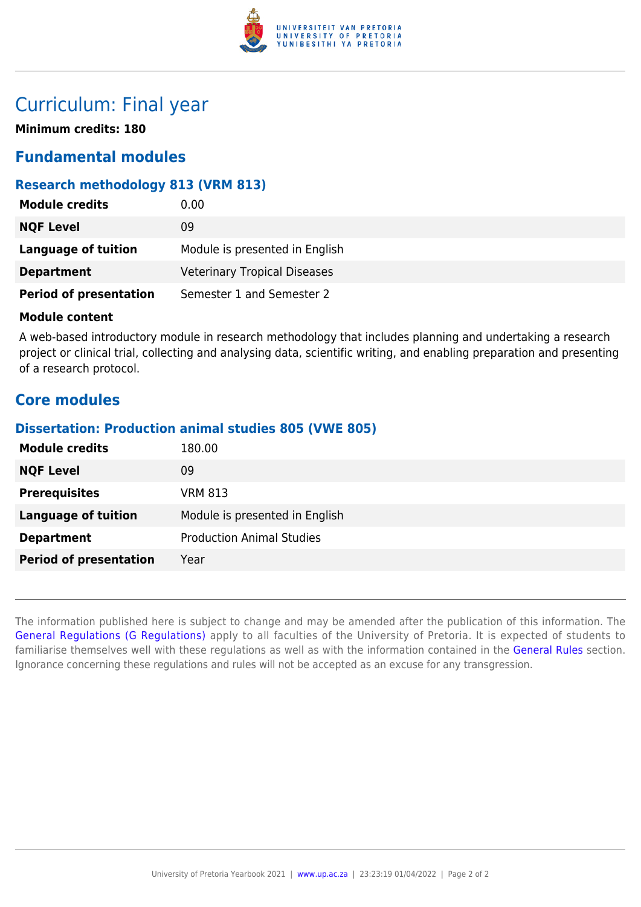# Curriculum: Final year

**Minimum credits: 180**

## Fundamental modules

### Research methodology 813 (VRM 813)

| | |
|---|---|
| **Module credits** | 0.00 |
| **NQF Level** | 09 |
| **Language of tuition** | Module is presented in English |
| **Department** | Veterinary Tropical Diseases |
| **Period of presentation** | Semester 1 and Semester 2 |

**Module content**

A web-based introductory module in research methodology that includes planning and undertaking a research project or clinical trial, collecting and analysing data, scientific writing, and enabling preparation and presenting of a research protocol.

## Core modules

### Dissertation: Production animal studies 805 (VWE 805)

| | |
|---|---|
| **Module credits** | 180.00 |
| **NQF Level** | 09 |
| **Prerequisites** | VRM 813 |
| **Language of tuition** | Module is presented in English |
| **Department** | Production Animal Studies |
| **Period of presentation** | Year |

The information published here is subject to change and may be amended after the publication of this information. The General Regulations (G Regulations) apply to all faculties of the University of Pretoria. It is expected of students to familiarise themselves well with these regulations as well as with the information contained in the General Rules section. Ignorance concerning these regulations and rules will not be accepted as an excuse for any transgression.